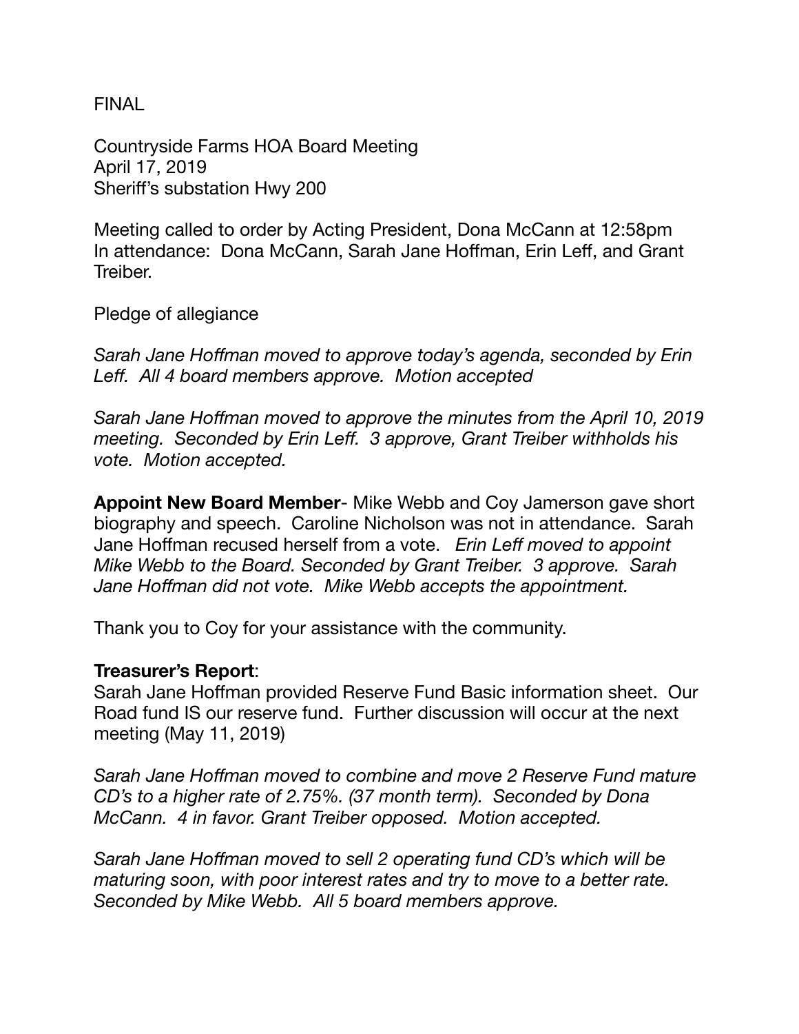FINAL

Countryside Farms HOA Board Meeting
April 17, 2019
Sheriff's substation Hwy 200

Meeting called to order by Acting President, Dona McCann at 12:58pm
In attendance: Dona McCann, Sarah Jane Hoffman, Erin Leff, and Grant Treiber.

Pledge of allegiance

*Sarah Jane Hoffman moved to approve today's agenda, seconded by Erin Leff. All 4 board members approve. Motion accepted*

*Sarah Jane Hoffman moved to approve the minutes from the April 10, 2019 meeting. Seconded by Erin Leff. 3 approve, Grant Treiber withholds his vote. Motion accepted.*

**Appoint New Board Member**- Mike Webb and Coy Jamerson gave short biography and speech. Caroline Nicholson was not in attendance. Sarah Jane Hoffman recused herself from a vote. *Erin Leff moved to appoint Mike Webb to the Board. Seconded by Grant Treiber. 3 approve. Sarah Jane Hoffman did not vote. Mike Webb accepts the appointment.*

Thank you to Coy for your assistance with the community.

**Treasurer's Report**:
Sarah Jane Hoffman provided Reserve Fund Basic information sheet. Our Road fund IS our reserve fund. Further discussion will occur at the next meeting (May 11, 2019)

*Sarah Jane Hoffman moved to combine and move 2 Reserve Fund mature CD's to a higher rate of 2.75%. (37 month term). Seconded by Dona McCann. 4 in favor. Grant Treiber opposed. Motion accepted.*

*Sarah Jane Hoffman moved to sell 2 operating fund CD's which will be maturing soon, with poor interest rates and try to move to a better rate. Seconded by Mike Webb. All 5 board members approve.*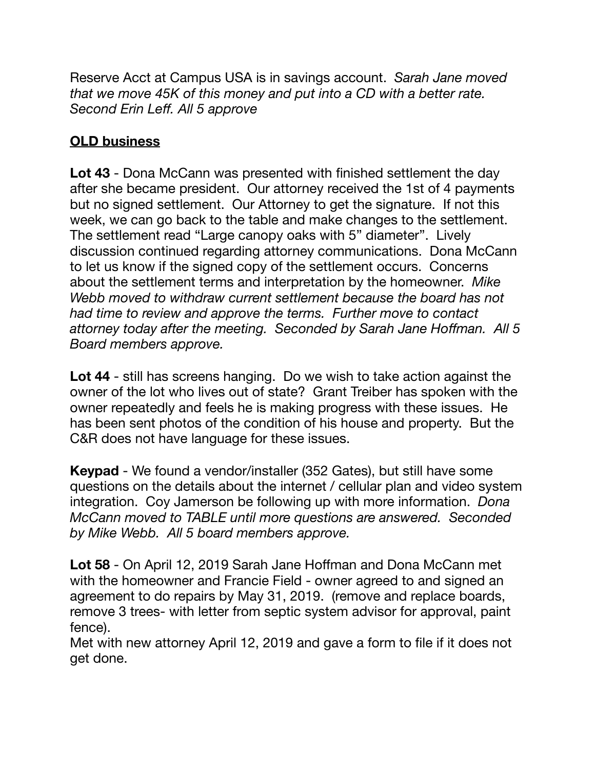Reserve Acct at Campus USA is in savings account. *Sarah Jane moved that we move 45K of this money and put into a CD with a better rate. Second Erin Leff. All 5 approve*

**OLD business**

**Lot 43** - Dona McCann was presented with finished settlement the day after she became president. Our attorney received the 1st of 4 payments but no signed settlement. Our Attorney to get the signature. If not this week, we can go back to the table and make changes to the settlement. The settlement read "Large canopy oaks with 5" diameter". Lively discussion continued regarding attorney communications. Dona McCann to let us know if the signed copy of the settlement occurs. Concerns about the settlement terms and interpretation by the homeowner. *Mike Webb moved to withdraw current settlement because the board has not had time to review and approve the terms. Further move to contact attorney today after the meeting. Seconded by Sarah Jane Hoffman. All 5 Board members approve.*

**Lot 44** - still has screens hanging. Do we wish to take action against the owner of the lot who lives out of state? Grant Treiber has spoken with the owner repeatedly and feels he is making progress with these issues. He has been sent photos of the condition of his house and property. But the C&R does not have language for these issues.

**Keypad** - We found a vendor/installer (352 Gates), but still have some questions on the details about the internet / cellular plan and video system integration. Coy Jamerson be following up with more information. *Dona McCann moved to TABLE until more questions are answered. Seconded by Mike Webb. All 5 board members approve.*

**Lot 58** - On April 12, 2019 Sarah Jane Hoffman and Dona McCann met with the homeowner and Francie Field - owner agreed to and signed an agreement to do repairs by May 31, 2019. (remove and replace boards, remove 3 trees- with letter from septic system advisor for approval, paint fence).
Met with new attorney April 12, 2019 and gave a form to file if it does not get done.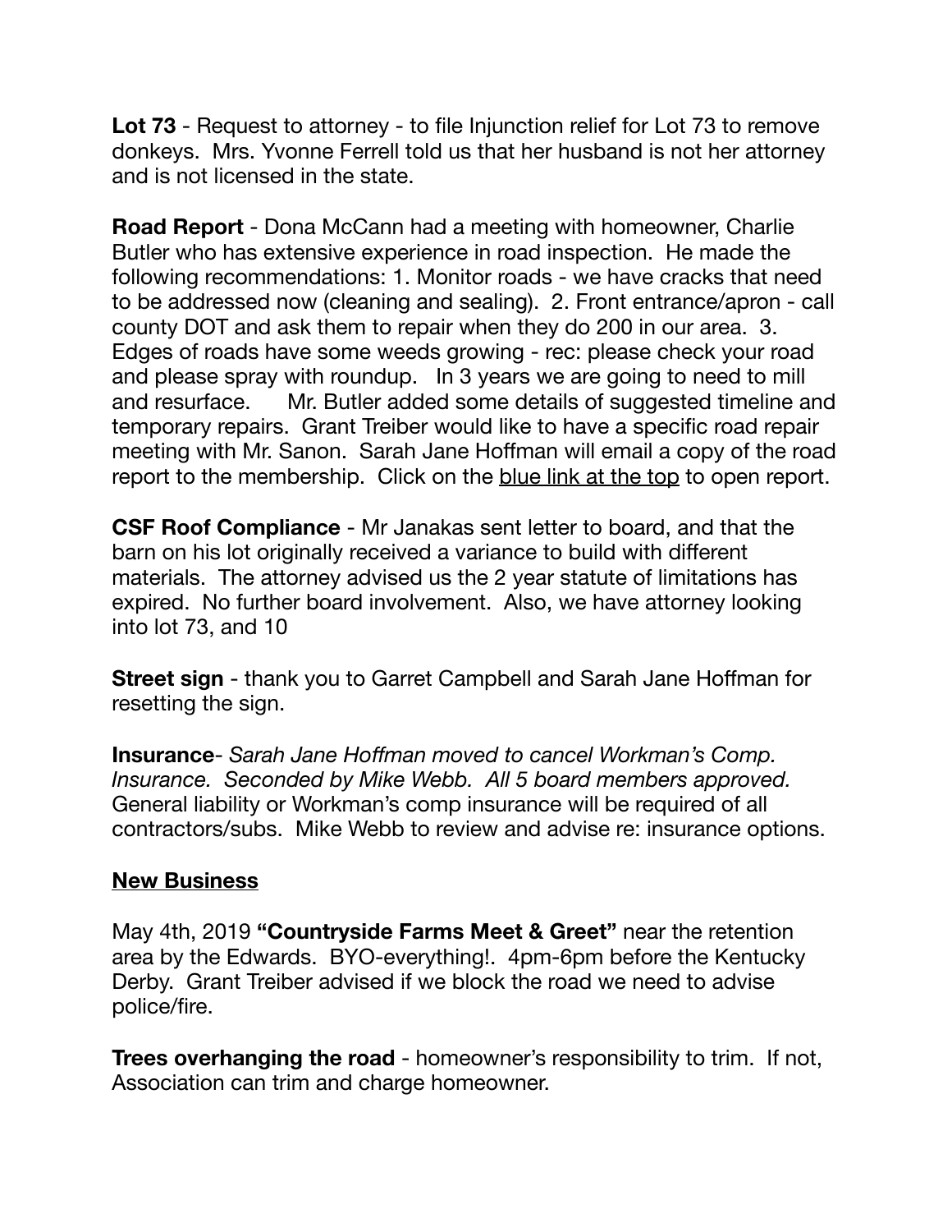**Lot 73** - Request to attorney - to file Injunction relief for Lot 73 to remove donkeys. Mrs. Yvonne Ferrell told us that her husband is not her attorney and is not licensed in the state.

**Road Report** - Dona McCann had a meeting with homeowner, Charlie Butler who has extensive experience in road inspection. He made the following recommendations: 1. Monitor roads - we have cracks that need to be addressed now (cleaning and sealing). 2. Front entrance/apron - call county DOT and ask them to repair when they do 200 in our area. 3. Edges of roads have some weeds growing - rec: please check your road and please spray with roundup. In 3 years we are going to need to mill and resurface. Mr. Butler added some details of suggested timeline and temporary repairs. Grant Treiber would like to have a specific road repair meeting with Mr. Sanon. Sarah Jane Hoffman will email a copy of the road report to the membership. Click on the <u>blue link at the top</u> to open report.

**CSF Roof Compliance** - Mr Janakas sent letter to board, and that the barn on his lot originally received a variance to build with different materials. The attorney advised us the 2 year statute of limitations has expired. No further board involvement. Also, we have attorney looking into lot 73, and 10

**Street sign** - thank you to Garret Campbell and Sarah Jane Hoffman for resetting the sign.

**Insurance**- *Sarah Jane Hoffman moved to cancel Workman's Comp. Insurance. Seconded by Mike Webb. All 5 board members approved.* General liability or Workman's comp insurance will be required of all contractors/subs. Mike Webb to review and advise re: insurance options.

## <u>New Business</u>

May 4th, 2019 **"Countryside Farms Meet & Greet"** near the retention area by the Edwards. BYO-everything!. 4pm-6pm before the Kentucky Derby. Grant Treiber advised if we block the road we need to advise police/fire.

**Trees overhanging the road** - homeowner's responsibility to trim. If not, Association can trim and charge homeowner.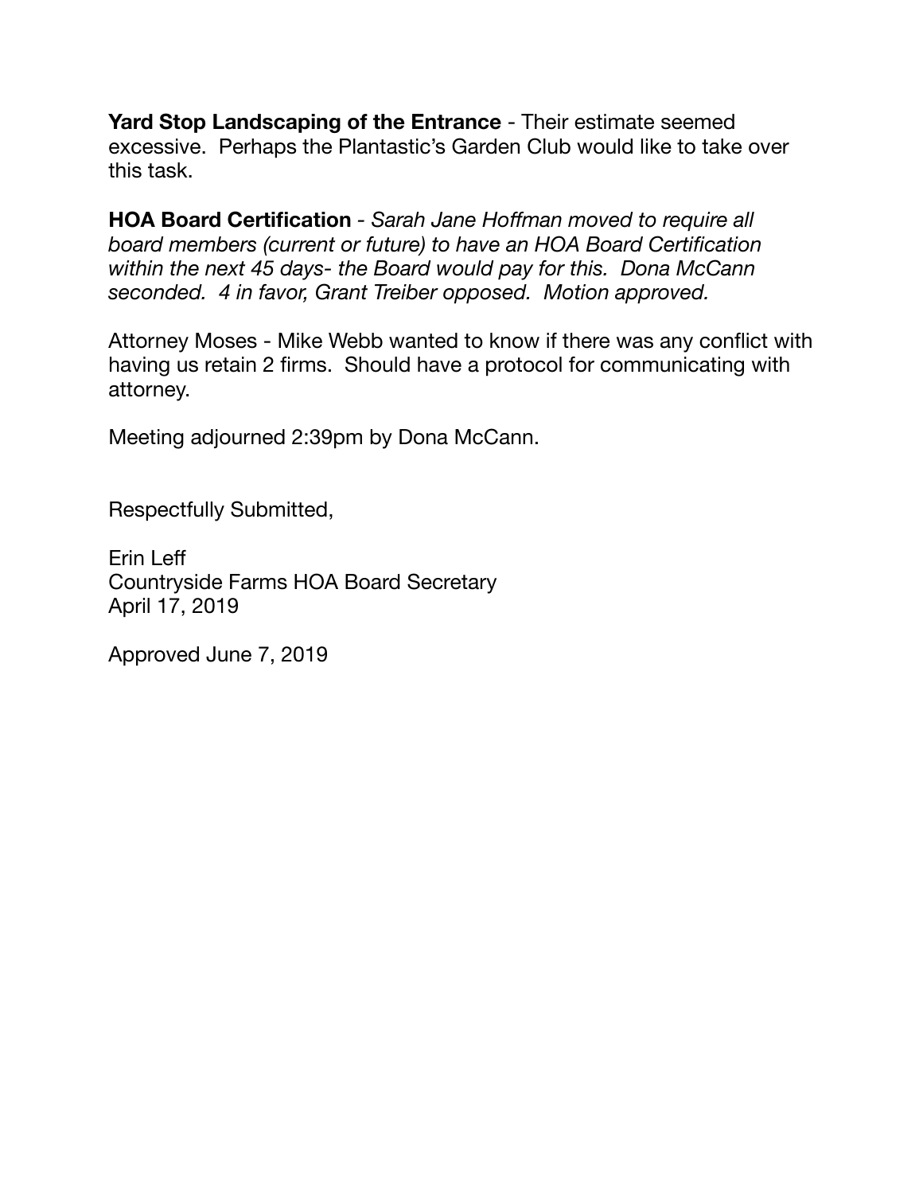**Yard Stop Landscaping of the Entrance** - Their estimate seemed excessive. Perhaps the Plantastic's Garden Club would like to take over this task.

**HOA Board Certification** - *Sarah Jane Hoffman moved to require all board members (current or future) to have an HOA Board Certification within the next 45 days- the Board would pay for this. Dona McCann seconded. 4 in favor, Grant Treiber opposed. Motion approved.*

Attorney Moses - Mike Webb wanted to know if there was any conflict with having us retain 2 firms. Should have a protocol for communicating with attorney.

Meeting adjourned 2:39pm by Dona McCann.

Respectfully Submitted,

Erin Leff
Countryside Farms HOA Board Secretary
April 17, 2019

Approved June 7, 2019